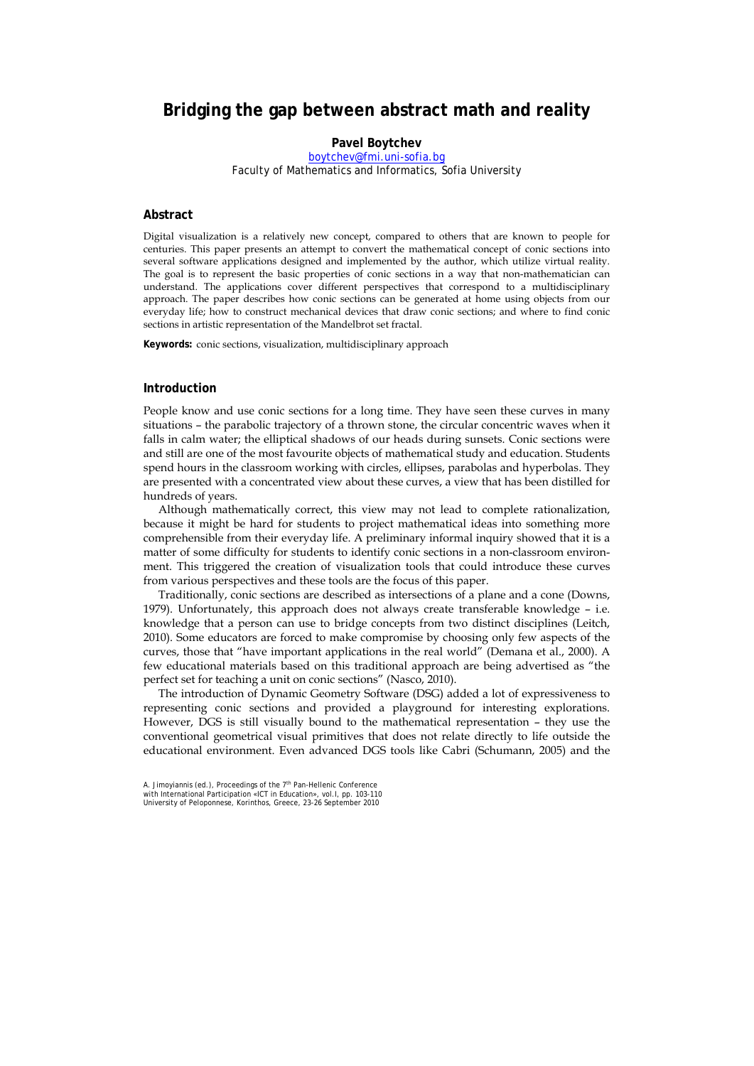# Bridging the gap between abstract math and reality

**Pavel Boytchev**
boytchev@fmi.uni-sofia.bg
Faculty of Mathematics and Informatics, Sofia University

## Abstract

Digital visualization is a relatively new concept, compared to others that are known to people for centuries. This paper presents an attempt to convert the mathematical concept of conic sections into several software applications designed and implemented by the author, which utilize virtual reality. The goal is to represent the basic properties of conic sections in a way that non-mathematician can understand. The applications cover different perspectives that correspond to a multidisciplinary approach. The paper describes how conic sections can be generated at home using objects from our everyday life; how to construct mechanical devices that draw conic sections; and where to find conic sections in artistic representation of the Mandelbrot set fractal.

**Keywords:** conic sections, visualization, multidisciplinary approach

## Introduction

People know and use conic sections for a long time. They have seen these curves in many situations – the parabolic trajectory of a thrown stone, the circular concentric waves when it falls in calm water; the elliptical shadows of our heads during sunsets. Conic sections were and still are one of the most favourite objects of mathematical study and education. Students spend hours in the classroom working with circles, ellipses, parabolas and hyperbolas. They are presented with a concentrated view about these curves, a view that has been distilled for hundreds of years.

Although mathematically correct, this view may not lead to complete rationalization, because it might be hard for students to project mathematical ideas into something more comprehensible from their everyday life. A preliminary informal inquiry showed that it is a matter of some difficulty for students to identify conic sections in a non-classroom environment. This triggered the creation of visualization tools that could introduce these curves from various perspectives and these tools are the focus of this paper.

Traditionally, conic sections are described as intersections of a plane and a cone (Downs, 1979). Unfortunately, this approach does not always create transferable knowledge – i.e. knowledge that a person can use to bridge concepts from two distinct disciplines (Leitch, 2010). Some educators are forced to make compromise by choosing only few aspects of the curves, those that "have important applications in the real world" (Demana et al., 2000). A few educational materials based on this traditional approach are being advertised as "the perfect set for teaching a unit on conic sections" (Nasco, 2010).

The introduction of Dynamic Geometry Software (DSG) added a lot of expressiveness to representing conic sections and provided a playground for interesting explorations. However, DGS is still visually bound to the mathematical representation – they use the conventional geometrical visual primitives that does not relate directly to life outside the educational environment. Even advanced DGS tools like Cabri (Schumann, 2005) and the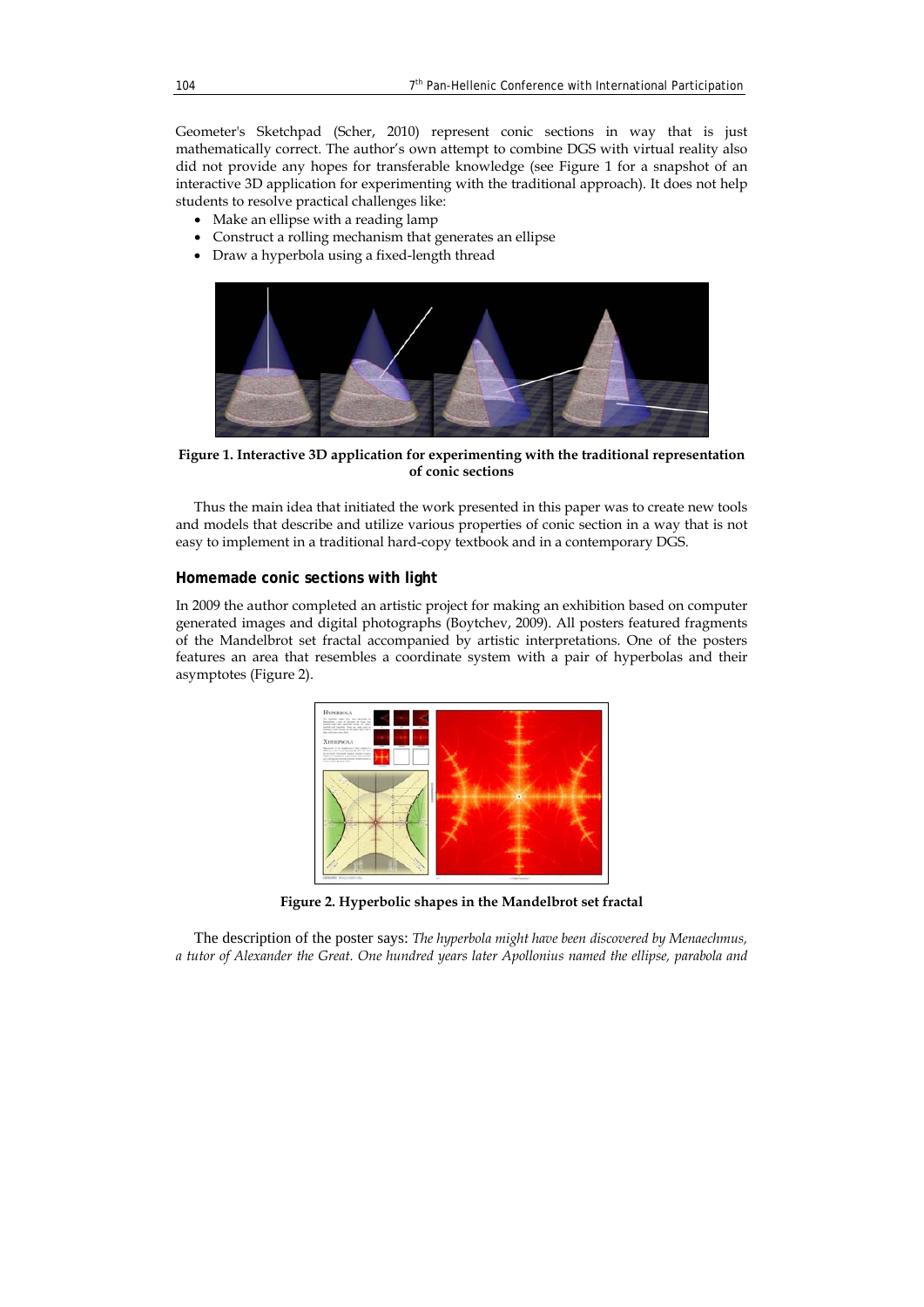Geometer's Sketchpad (Scher, 2010) represent conic sections in way that is just mathematically correct. The author's own attempt to combine DGS with virtual reality also did not provide any hopes for transferable knowledge (see Figure 1 for a snapshot of an interactive 3D application for experimenting with the traditional approach). It does not help students to resolve practical challenges like:

- Make an ellipse with a reading lamp
- Construct a rolling mechanism that generates an ellipse
- Draw a hyperbola using a fixed-length thread

**Figure 1. Interactive 3D application for experimenting with the traditional representation of conic sections**

Thus the main idea that initiated the work presented in this paper was to create new tools and models that describe and utilize various properties of conic section in a way that is not easy to implement in a traditional hard-copy textbook and in a contemporary DGS.

## Homemade conic sections with light

In 2009 the author completed an artistic project for making an exhibition based on computer generated images and digital photographs (Boytchev, 2009). All posters featured fragments of the Mandelbrot set fractal accompanied by artistic interpretations. One of the posters features an area that resembles a coordinate system with a pair of hyperbolas and their asymptotes (Figure 2).

**Figure 2. Hyperbolic shapes in the Mandelbrot set fractal**

The description of the poster says: *The hyperbola might have been discovered by Menaechmus, a tutor of Alexander the Great. One hundred years later Apollonius named the ellipse, parabola and*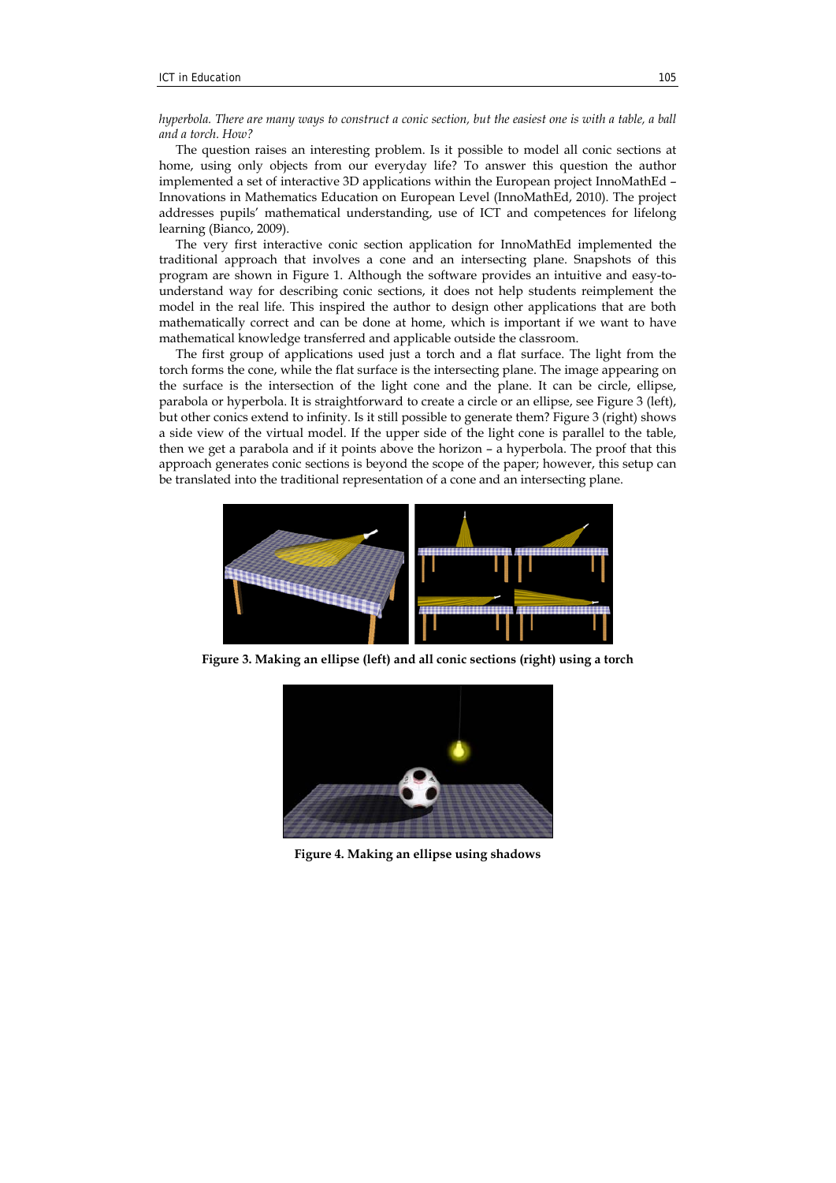*hyperbola. There are many ways to construct a conic section, but the easiest one is with a table, a ball and a torch. How?*

The question raises an interesting problem. Is it possible to model all conic sections at home, using only objects from our everyday life? To answer this question the author implemented a set of interactive 3D applications within the European project InnoMathEd – Innovations in Mathematics Education on European Level (InnoMathEd, 2010). The project addresses pupils' mathematical understanding, use of ICT and competences for lifelong learning (Bianco, 2009).

The very first interactive conic section application for InnoMathEd implemented the traditional approach that involves a cone and an intersecting plane. Snapshots of this program are shown in Figure 1. Although the software provides an intuitive and easy-to-understand way for describing conic sections, it does not help students reimplement the model in the real life. This inspired the author to design other applications that are both mathematically correct and can be done at home, which is important if we want to have mathematical knowledge transferred and applicable outside the classroom.

The first group of applications used just a torch and a flat surface. The light from the torch forms the cone, while the flat surface is the intersecting plane. The image appearing on the surface is the intersection of the light cone and the plane. It can be circle, ellipse, parabola or hyperbola. It is straightforward to create a circle or an ellipse, see Figure 3 (left), but other conics extend to infinity. Is it still possible to generate them? Figure 3 (right) shows a side view of the virtual model. If the upper side of the light cone is parallel to the table, then we get a parabola and if it points above the horizon – a hyperbola. The proof that this approach generates conic sections is beyond the scope of the paper; however, this setup can be translated into the traditional representation of a cone and an intersecting plane.

**Figure 3. Making an ellipse (left) and all conic sections (right) using a torch**

**Figure 4. Making an ellipse using shadows**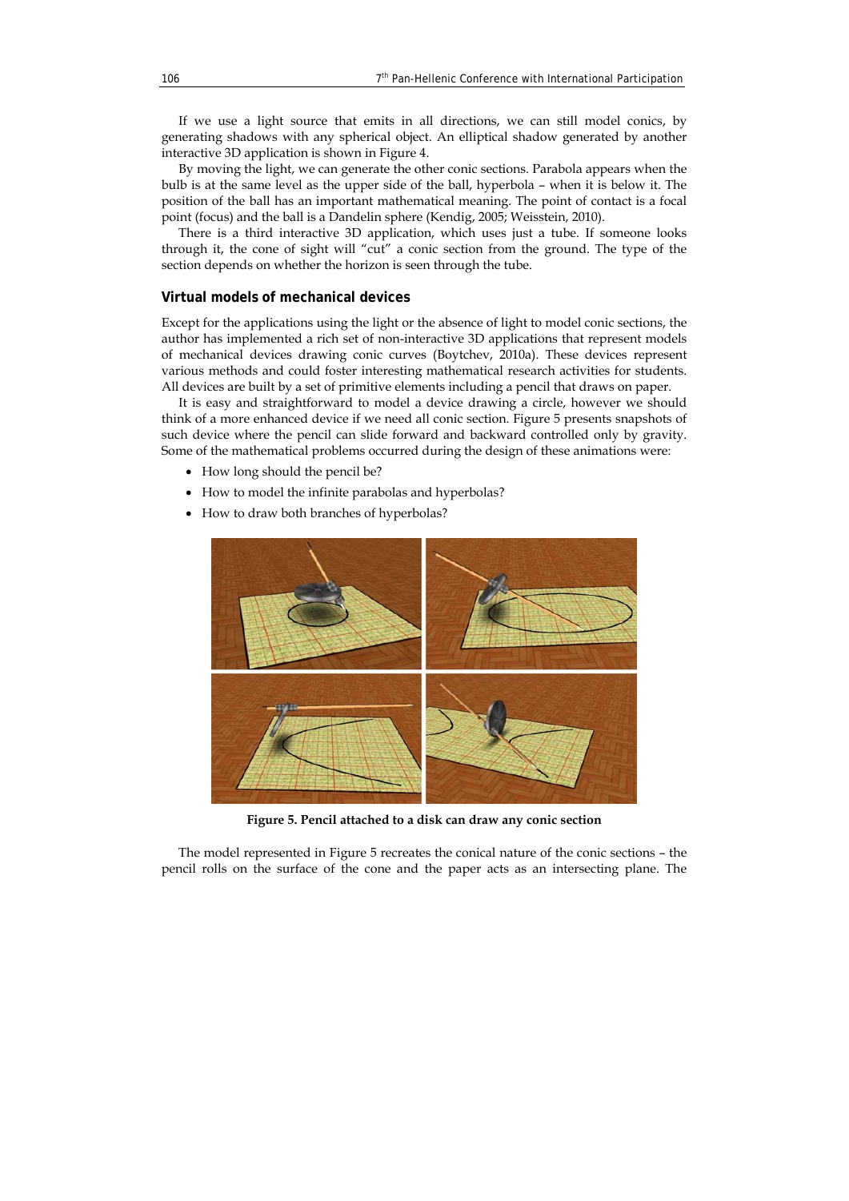If we use a light source that emits in all directions, we can still model conics, by generating shadows with any spherical object. An elliptical shadow generated by another interactive 3D application is shown in Figure 4.

By moving the light, we can generate the other conic sections. Parabola appears when the bulb is at the same level as the upper side of the ball, hyperbola – when it is below it. The position of the ball has an important mathematical meaning. The point of contact is a focal point (focus) and the ball is a Dandelin sphere (Kendig, 2005; Weisstein, 2010).

There is a third interactive 3D application, which uses just a tube. If someone looks through it, the cone of sight will "cut" a conic section from the ground. The type of the section depends on whether the horizon is seen through the tube.

### Virtual models of mechanical devices

Except for the applications using the light or the absence of light to model conic sections, the author has implemented a rich set of non-interactive 3D applications that represent models of mechanical devices drawing conic curves (Boytchev, 2010a). These devices represent various methods and could foster interesting mathematical research activities for students. All devices are built by a set of primitive elements including a pencil that draws on paper.

It is easy and straightforward to model a device drawing a circle, however we should think of a more enhanced device if we need all conic section. Figure 5 presents snapshots of such device where the pencil can slide forward and backward controlled only by gravity. Some of the mathematical problems occurred during the design of these animations were:

- How long should the pencil be?
- How to model the infinite parabolas and hyperbolas?
- How to draw both branches of hyperbolas?

**Figure 5. Pencil attached to a disk can draw any conic section**

The model represented in Figure 5 recreates the conical nature of the conic sections – the pencil rolls on the surface of the cone and the paper acts as an intersecting plane. The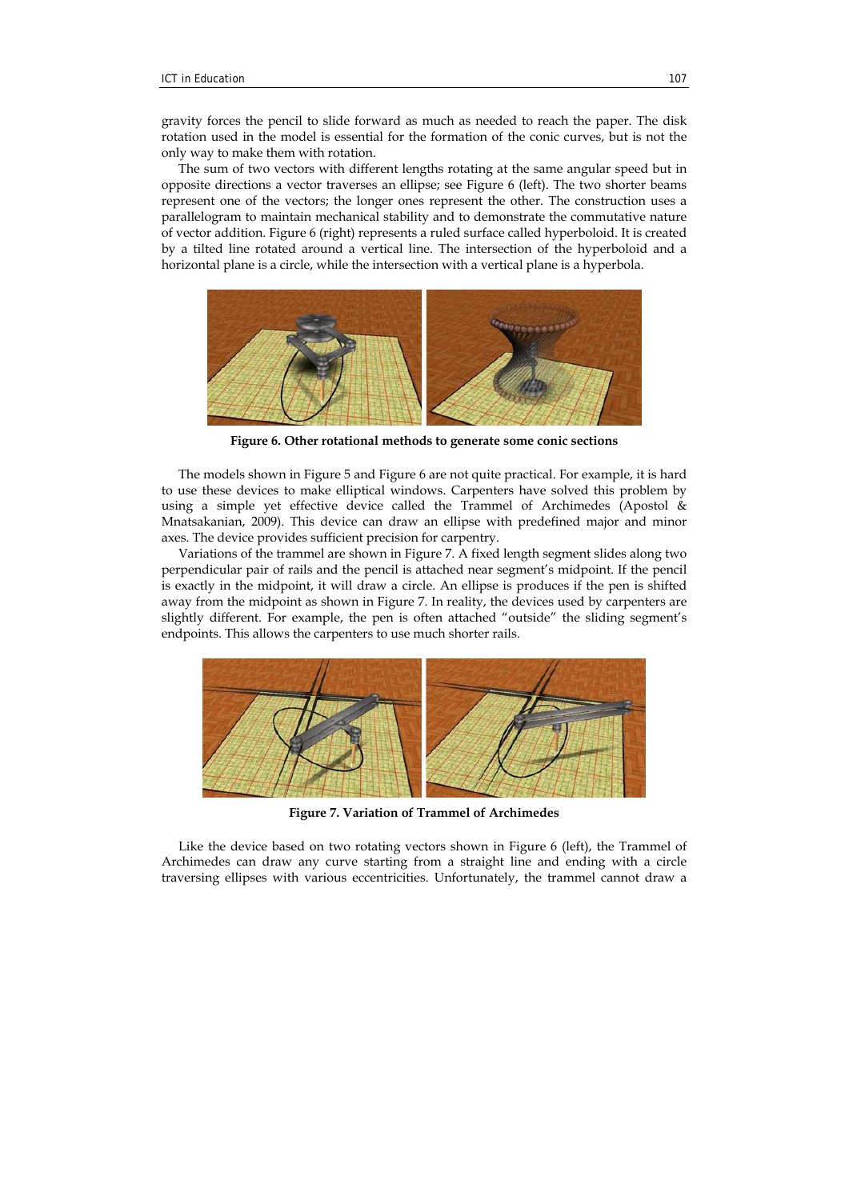gravity forces the pencil to slide forward as much as needed to reach the paper. The disk rotation used in the model is essential for the formation of the conic curves, but is not the only way to make them with rotation.

The sum of two vectors with different lengths rotating at the same angular speed but in opposite directions a vector traverses an ellipse; see Figure 6 (left). The two shorter beams represent one of the vectors; the longer ones represent the other. The construction uses a parallelogram to maintain mechanical stability and to demonstrate the commutative nature of vector addition. Figure 6 (right) represents a ruled surface called hyperboloid. It is created by a tilted line rotated around a vertical line. The intersection of the hyperboloid and a horizontal plane is a circle, while the intersection with a vertical plane is a hyperbola.

**Figure 6. Other rotational methods to generate some conic sections**

The models shown in Figure 5 and Figure 6 are not quite practical. For example, it is hard to use these devices to make elliptical windows. Carpenters have solved this problem by using a simple yet effective device called the Trammel of Archimedes (Apostol & Mnatsakanian, 2009). This device can draw an ellipse with predefined major and minor axes. The device provides sufficient precision for carpentry.

Variations of the trammel are shown in Figure 7. A fixed length segment slides along two perpendicular pair of rails and the pencil is attached near segment's midpoint. If the pencil is exactly in the midpoint, it will draw a circle. An ellipse is produces if the pen is shifted away from the midpoint as shown in Figure 7. In reality, the devices used by carpenters are slightly different. For example, the pen is often attached "outside" the sliding segment's endpoints. This allows the carpenters to use much shorter rails.

**Figure 7. Variation of Trammel of Archimedes**

Like the device based on two rotating vectors shown in Figure 6 (left), the Trammel of Archimedes can draw any curve starting from a straight line and ending with a circle traversing ellipses with various eccentricities. Unfortunately, the trammel cannot draw a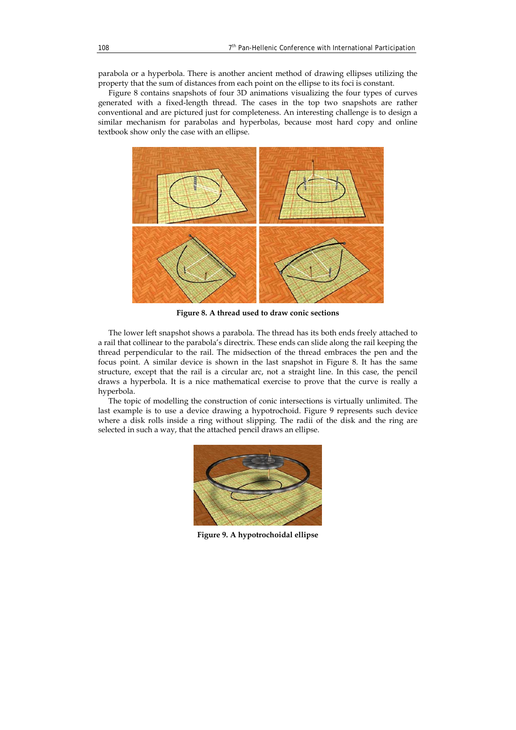parabola or a hyperbola. There is another ancient method of drawing ellipses utilizing the property that the sum of distances from each point on the ellipse to its foci is constant.

Figure 8 contains snapshots of four 3D animations visualizing the four types of curves generated with a fixed-length thread. The cases in the top two snapshots are rather conventional and are pictured just for completeness. An interesting challenge is to design a similar mechanism for parabolas and hyperbolas, because most hard copy and online textbook show only the case with an ellipse.

**Figure 8. A thread used to draw conic sections**

The lower left snapshot shows a parabola. The thread has its both ends freely attached to a rail that collinear to the parabola's directrix. These ends can slide along the rail keeping the thread perpendicular to the rail. The midsection of the thread embraces the pen and the focus point. A similar device is shown in the last snapshot in Figure 8. It has the same structure, except that the rail is a circular arc, not a straight line. In this case, the pencil draws a hyperbola. It is a nice mathematical exercise to prove that the curve is really a hyperbola.

The topic of modelling the construction of conic intersections is virtually unlimited. The last example is to use a device drawing a hypotrochoid. Figure 9 represents such device where a disk rolls inside a ring without slipping. The radii of the disk and the ring are selected in such a way, that the attached pencil draws an ellipse.

**Figure 9. A hypotrochoidal ellipse**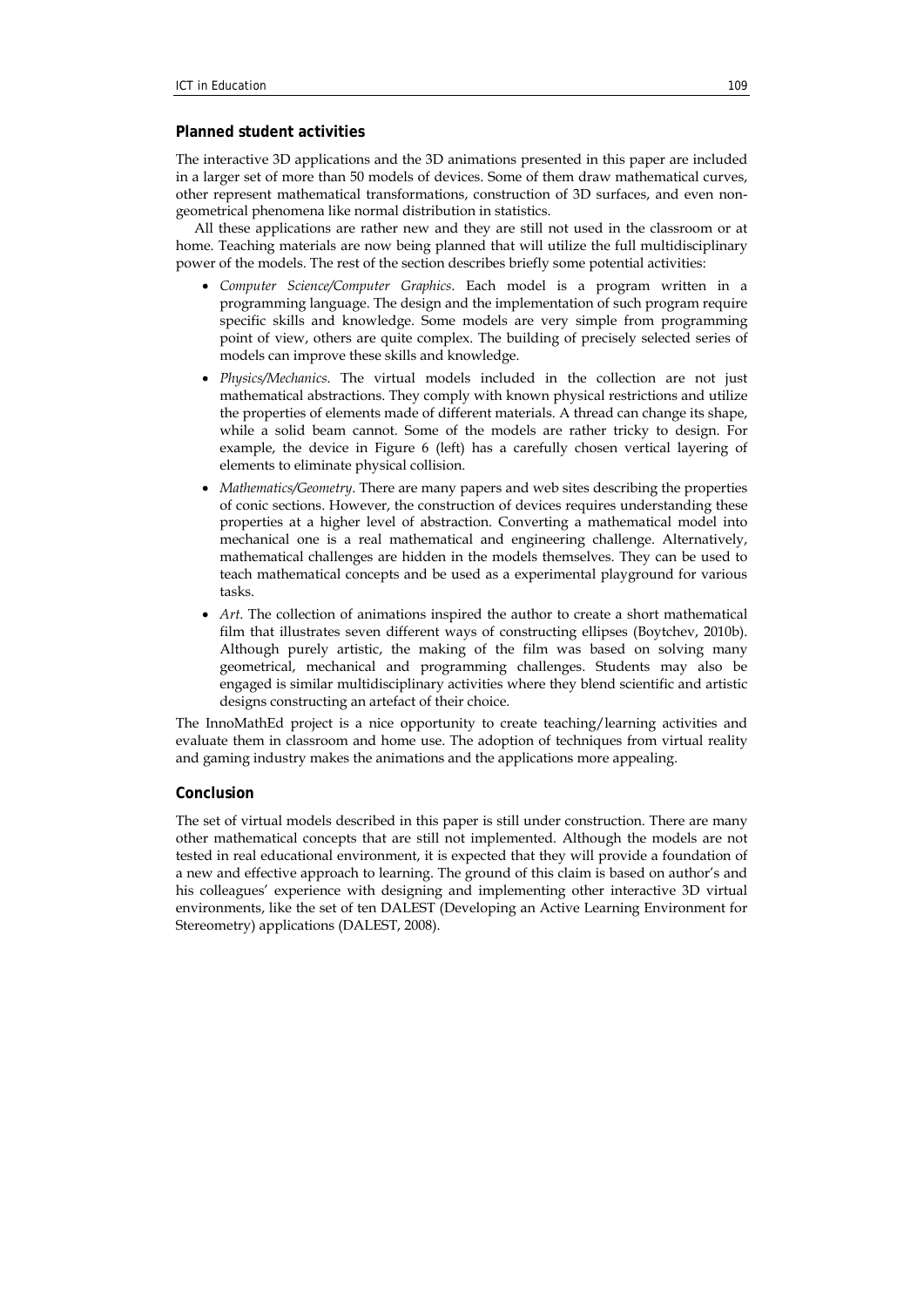## Planned student activities

The interactive 3D applications and the 3D animations presented in this paper are included in a larger set of more than 50 models of devices. Some of them draw mathematical curves, other represent mathematical transformations, construction of 3D surfaces, and even non-geometrical phenomena like normal distribution in statistics.

All these applications are rather new and they are still not used in the classroom or at home. Teaching materials are now being planned that will utilize the full multidisciplinary power of the models. The rest of the section describes briefly some potential activities:

- *Computer Science/Computer Graphics*. Each model is a program written in a programming language. The design and the implementation of such program require specific skills and knowledge. Some models are very simple from programming point of view, others are quite complex. The building of precisely selected series of models can improve these skills and knowledge.
- *Physics/Mechanics*. The virtual models included in the collection are not just mathematical abstractions. They comply with known physical restrictions and utilize the properties of elements made of different materials. A thread can change its shape, while a solid beam cannot. Some of the models are rather tricky to design. For example, the device in Figure 6 (left) has a carefully chosen vertical layering of elements to eliminate physical collision.
- *Mathematics/Geometry*. There are many papers and web sites describing the properties of conic sections. However, the construction of devices requires understanding these properties at a higher level of abstraction. Converting a mathematical model into mechanical one is a real mathematical and engineering challenge. Alternatively, mathematical challenges are hidden in the models themselves. They can be used to teach mathematical concepts and be used as a experimental playground for various tasks.
- *Art*. The collection of animations inspired the author to create a short mathematical film that illustrates seven different ways of constructing ellipses (Boytchev, 2010b). Although purely artistic, the making of the film was based on solving many geometrical, mechanical and programming challenges. Students may also be engaged is similar multidisciplinary activities where they blend scientific and artistic designs constructing an artefact of their choice.

The InnoMathEd project is a nice opportunity to create teaching/learning activities and evaluate them in classroom and home use. The adoption of techniques from virtual reality and gaming industry makes the animations and the applications more appealing.

## Conclusion

The set of virtual models described in this paper is still under construction. There are many other mathematical concepts that are still not implemented. Although the models are not tested in real educational environment, it is expected that they will provide a foundation of a new and effective approach to learning. The ground of this claim is based on author's and his colleagues' experience with designing and implementing other interactive 3D virtual environments, like the set of ten DALEST (Developing an Active Learning Environment for Stereometry) applications (DALEST, 2008).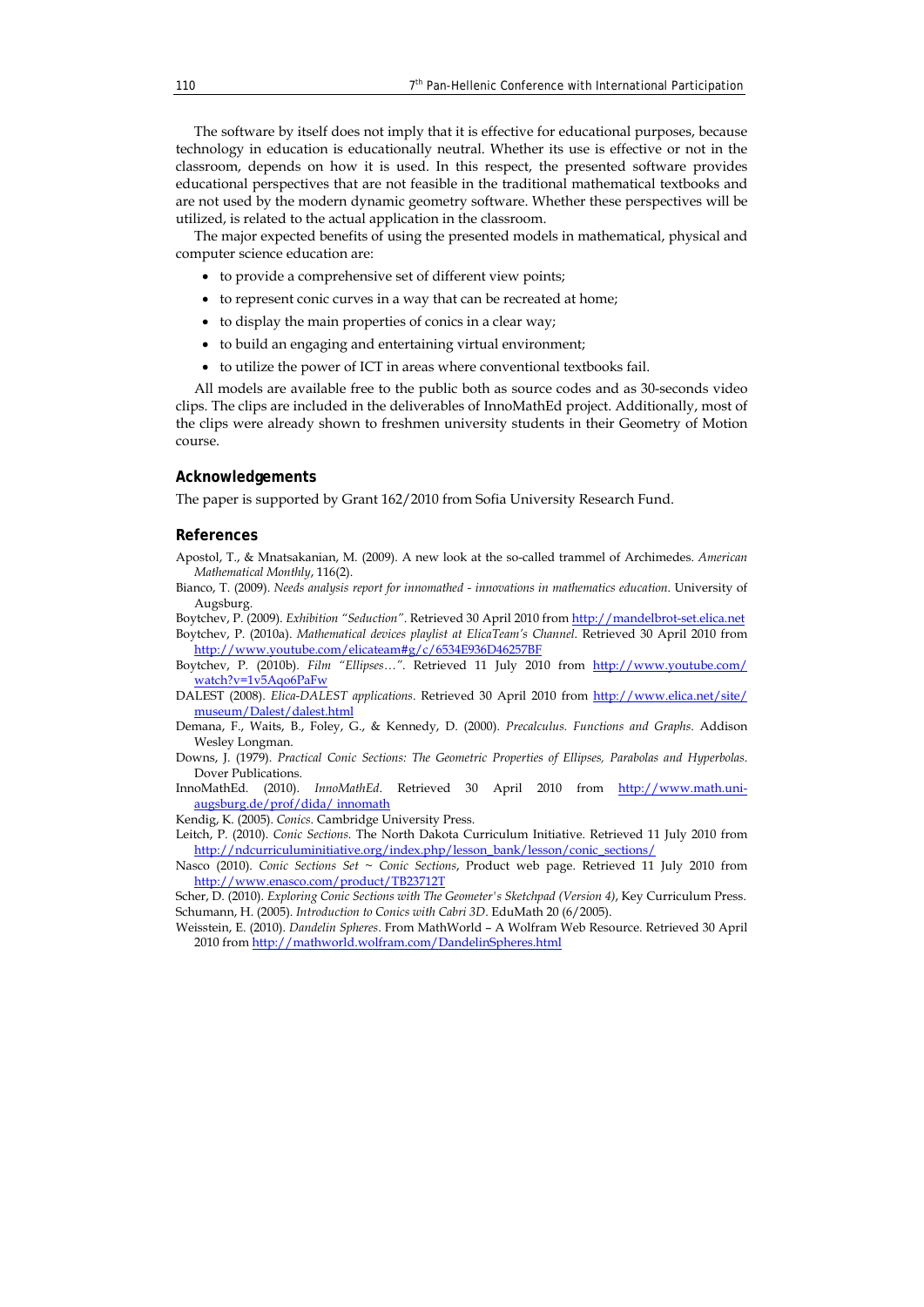The software by itself does not imply that it is effective for educational purposes, because technology in education is educationally neutral. Whether its use is effective or not in the classroom, depends on how it is used. In this respect, the presented software provides educational perspectives that are not feasible in the traditional mathematical textbooks and are not used by the modern dynamic geometry software. Whether these perspectives will be utilized, is related to the actual application in the classroom.

The major expected benefits of using the presented models in mathematical, physical and computer science education are:

- to provide a comprehensive set of different view points;
- to represent conic curves in a way that can be recreated at home;
- to display the main properties of conics in a clear way;
- to build an engaging and entertaining virtual environment;
- to utilize the power of ICT in areas where conventional textbooks fail.

All models are available free to the public both as source codes and as 30-seconds video clips. The clips are included in the deliverables of InnoMathEd project. Additionally, most of the clips were already shown to freshmen university students in their Geometry of Motion course.

## Acknowledgements

The paper is supported by Grant 162/2010 from Sofia University Research Fund.

## References

Apostol, T., & Mnatsakanian, M. (2009). A new look at the so-called trammel of Archimedes. *American Mathematical Monthly*, 116(2).

Bianco, T. (2009). *Needs analysis report for innomathed - innovations in mathematics education*. University of Augsburg.

Boytchev, P. (2009). *Exhibition "Seduction"*. Retrieved 30 April 2010 from http://mandelbrot-set.elica.net

Boytchev, P. (2010a). *Mathematical devices playlist at ElicaTeam's Channel*. Retrieved 30 April 2010 from http://www.youtube.com/elicateam#g/c/6534E936D46257BF

Boytchev, P. (2010b). *Film "Ellipses…"*. Retrieved 11 July 2010 from http://www.youtube.com/watch?v=1v5Aqo6PaFw

DALEST (2008). *Elica-DALEST applications*. Retrieved 30 April 2010 from http://www.elica.net/site/museum/Dalest/dalest.html

Demana, F., Waits, B., Foley, G., & Kennedy, D. (2000). *Precalculus. Functions and Graphs*. Addison Wesley Longman.

Downs, J. (1979). *Practical Conic Sections: The Geometric Properties of Ellipses, Parabolas and Hyperbolas*. Dover Publications.

InnoMathEd. (2010). *InnoMathEd*. Retrieved 30 April 2010 from http://www.math.uni-augsburg.de/prof/dida/ innomath

Kendig, K. (2005). *Conics*. Cambridge University Press.

Leitch, P. (2010). *Conic Sections*. The North Dakota Curriculum Initiative. Retrieved 11 July 2010 from http://ndcurriculuminitiative.org/index.php/lesson_bank/lesson/conic_sections/

Nasco (2010). *Conic Sections Set ~ Conic Sections*, Product web page. Retrieved 11 July 2010 from http://www.enasco.com/product/TB23712T

Scher, D. (2010). *Exploring Conic Sections with The Geometer's Sketchpad (Version 4)*, Key Curriculum Press.

Schumann, H. (2005). *Introduction to Conics with Cabri 3D*. EduMath 20 (6/2005).

Weisstein, E. (2010). *Dandelin Spheres*. From MathWorld – A Wolfram Web Resource. Retrieved 30 April 2010 from http://mathworld.wolfram.com/DandelinSpheres.html